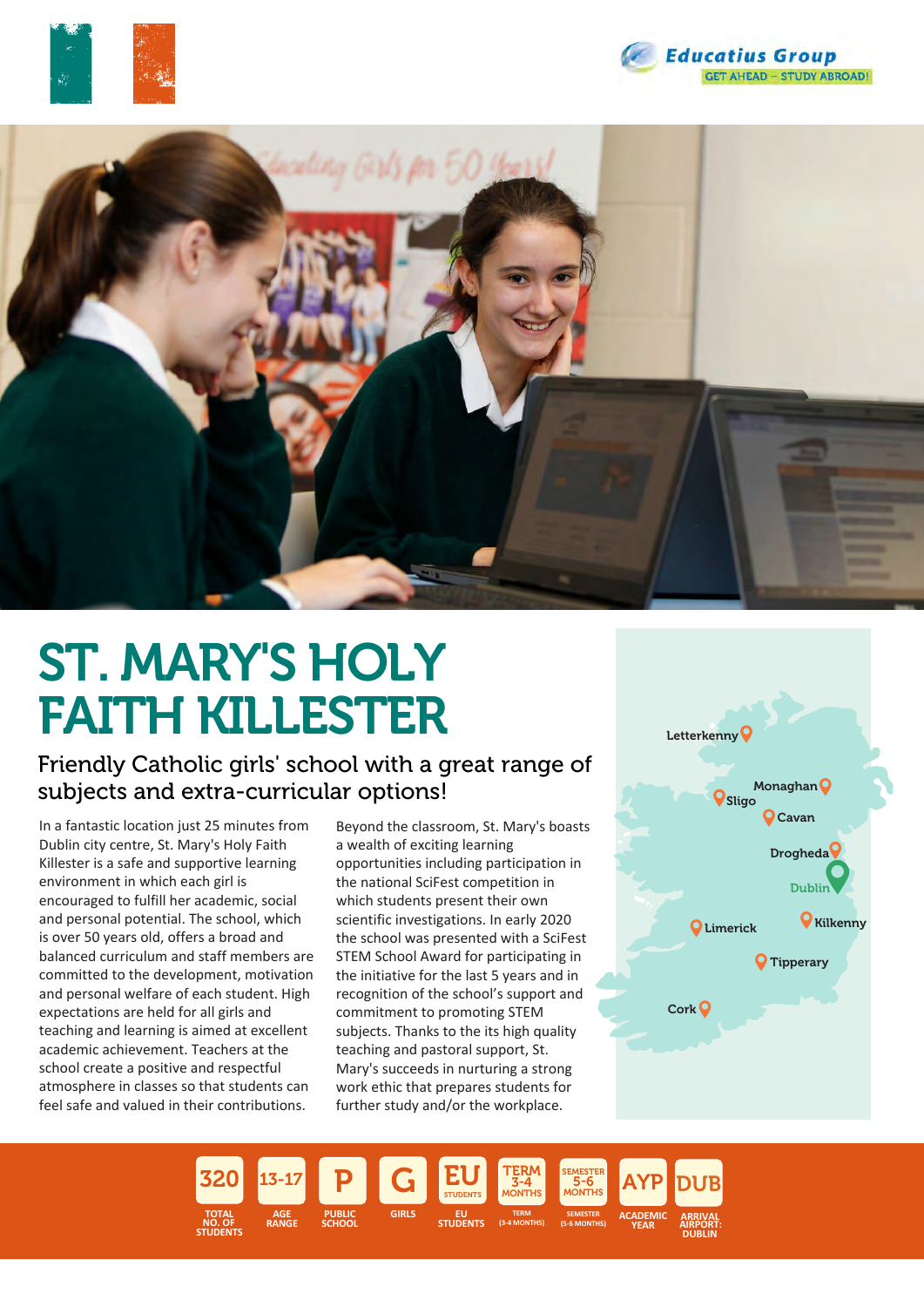Educatius Group
GET AHEAD – STUDY ABROAD!

# ST. MARY'S HOLY FAITH KILLESTER

## Friendly Catholic girls' school with a great range of subjects and extra-curricular options!

In a fantastic location just 25 minutes from Dublin city centre, St. Mary's Holy Faith Killester is a safe and supportive learning environment in which each girl is encouraged to fulfill her academic, social and personal potential. The school, which is over 50 years old, offers a broad and balanced curriculum and staff members are committed to the development, motivation and personal welfare of each student. High expectations are held for all girls and teaching and learning is aimed at excellent academic achievement. Teachers at the school create a positive and respectful atmosphere in classes so that students can feel safe and valued in their contributions.

Beyond the classroom, St. Mary's boasts a wealth of exciting learning opportunities including participation in the national SciFest competition in which students present their own scientific investigations. In early 2020 the school was presented with a SciFest STEM School Award for participating in the initiative for the last 5 years and in recognition of the school's support and commitment to promoting STEM subjects. Thanks to the its high quality teaching and pastoral support, St. Mary's succeeds in nurturing a strong work ethic that prepares students for further study and/or the workplace.

Letterkenny, Monaghan, Sligo, Cavan, Drogheda, Dublin, Limerick, Kilkenny, Tipperary, Cork

| 320 | 13-17 | P | G | EU | TERM 3-4 MONTHS | SEMESTER 5-6 MONTHS | AYP | DUB |
|---|---|---|---|---|---|---|---|---|
| TOTAL NO. OF STUDENTS | AGE RANGE | PUBLIC SCHOOL | GIRLS | EU STUDENTS | TERM (3-4 MONTHS) | SEMESTER (5-6 MONTHS) | ACADEMIC YEAR | ARRIVAL AIRPORT: DUBLIN |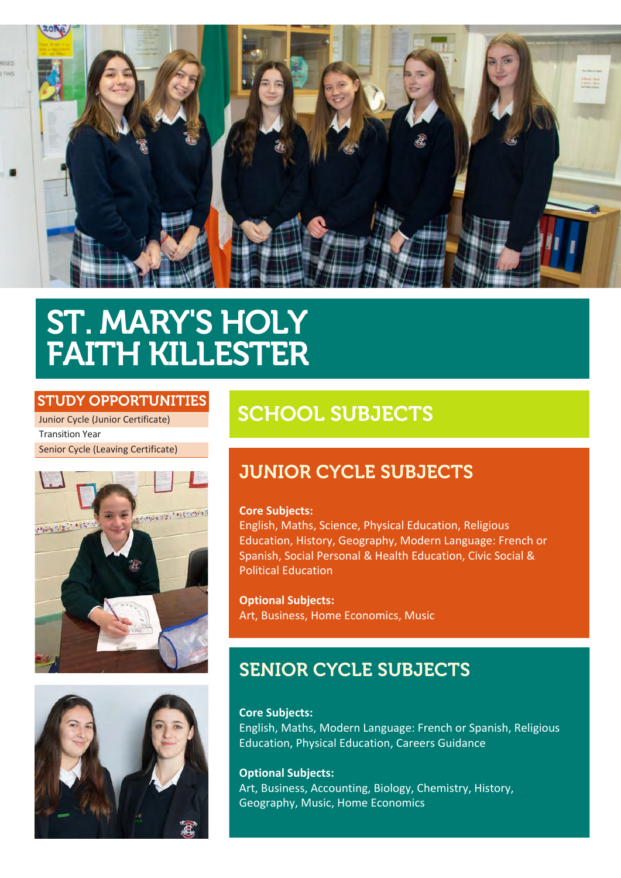# ST. MARY'S HOLY FAITH KILLESTER

## STUDY OPPORTUNITIES

- Junior Cycle (Junior Certificate)
- Transition Year
- Senior Cycle (Leaving Certificate)

## SCHOOL SUBJECTS

### JUNIOR CYCLE SUBJECTS

**Core Subjects:**
English, Maths, Science, Physical Education, Religious Education, History, Geography, Modern Language: French or Spanish, Social Personal & Health Education, Civic Social & Political Education

**Optional Subjects:**
Art, Business, Home Economics, Music

### SENIOR CYCLE SUBJECTS

**Core Subjects:**
English, Maths, Modern Language: French or Spanish, Religious Education, Physical Education, Careers Guidance

**Optional Subjects:**
Art, Business, Accounting, Biology, Chemistry, History, Geography, Music, Home Economics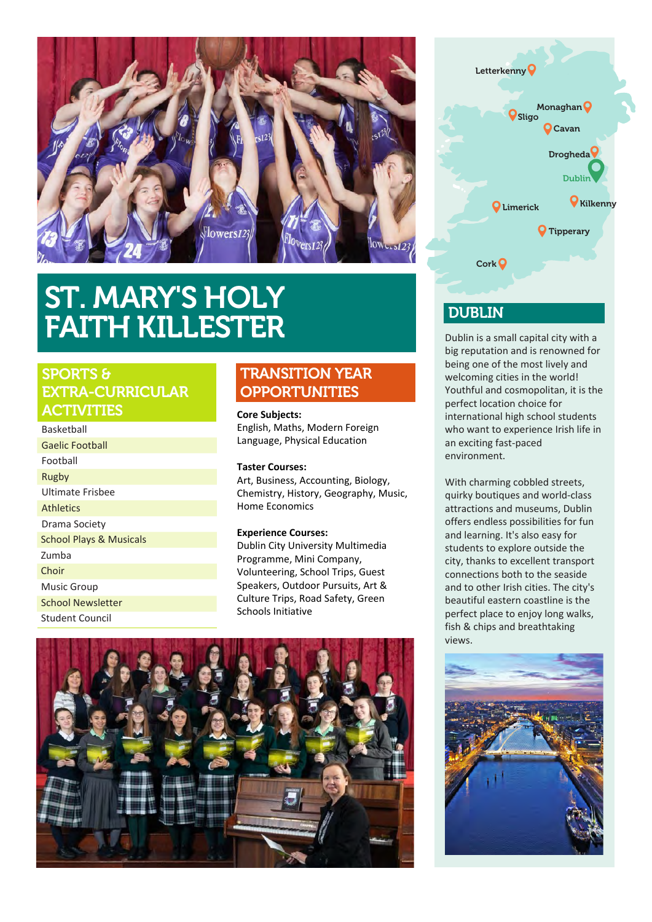# ST. MARY'S HOLY FAITH KILLESTER

## SPORTS & EXTRA-CURRICULAR ACTIVITIES

- Basketball
- Gaelic Football
- Football
- Rugby
- Ultimate Frisbee
- Athletics
- Drama Society
- School Plays & Musicals
- Zumba
- Choir
- Music Group
- School Newsletter
- Student Council

## TRANSITION YEAR OPPORTUNITIES

**Core Subjects:**
English, Maths, Modern Foreign Language, Physical Education

**Taster Courses:**
Art, Business, Accounting, Biology, Chemistry, History, Geography, Music, Home Economics

**Experience Courses:**
Dublin City University Multimedia Programme, Mini Company, Volunteering, School Trips, Guest Speakers, Outdoor Pursuits, Art & Culture Trips, Road Safety, Green Schools Initiative

Letterkenny
Monaghan
Sligo
Cavan
Drogheda
Dublin
Limerick
Kilkenny
Tipperary
Cork

## DUBLIN

Dublin is a small capital city with a big reputation and is renowned for being one of the most lively and welcoming cities in the world! Youthful and cosmopolitan, it is the perfect location choice for international high school students who want to experience Irish life in an exciting fast-paced environment.

With charming cobbled streets, quirky boutiques and world-class attractions and museums, Dublin offers endless possibilities for fun and learning. It's also easy for students to explore outside the city, thanks to excellent transport connections both to the seaside and to other Irish cities. The city's beautiful eastern coastline is the perfect place to enjoy long walks, fish & chips and breathtaking views.